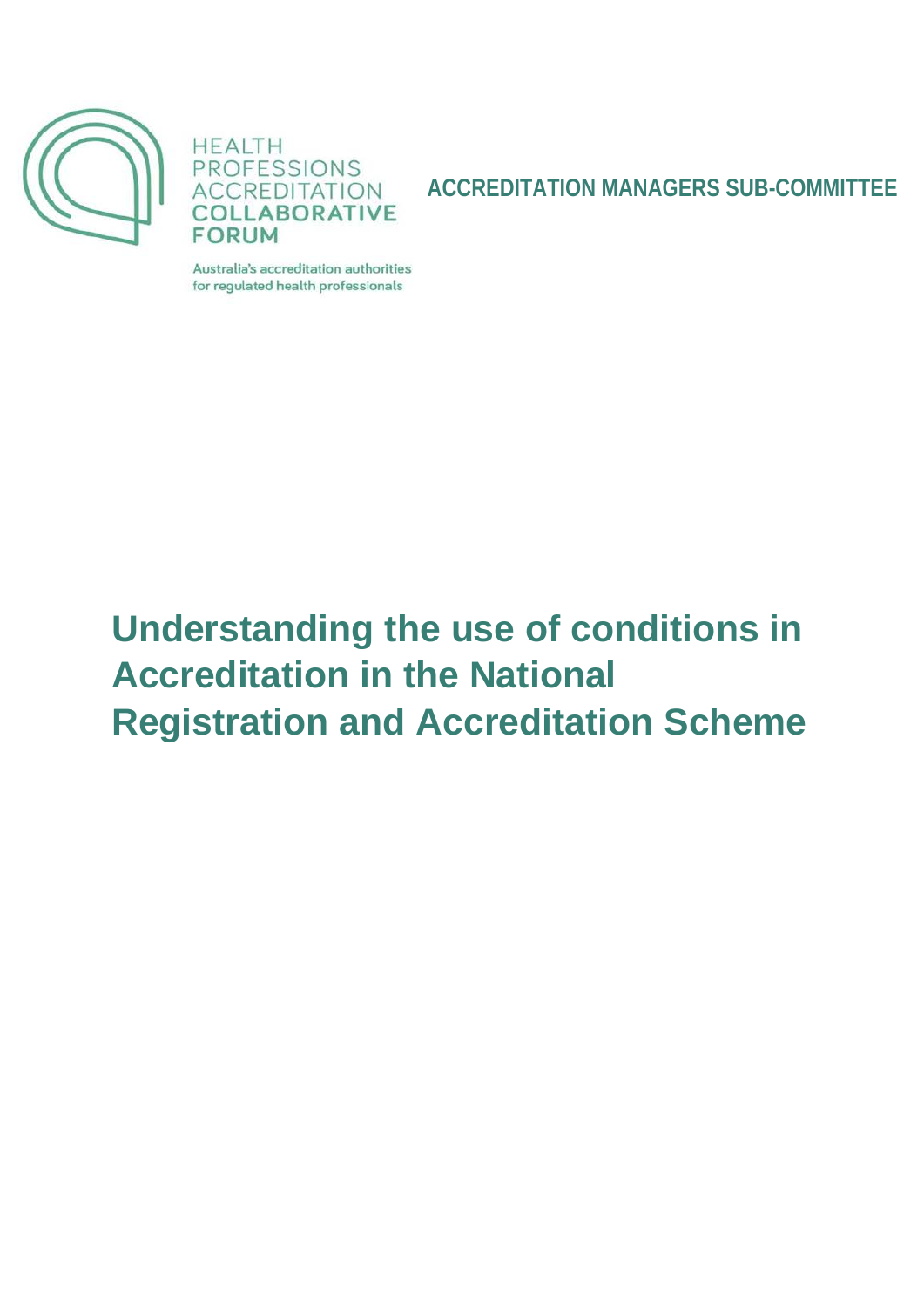HEALTH PROFESSIONS ACCREDITATION COLLABORATIVE FORUM

Australia's accreditation authorities for regulated health professionals

**ACCREDITATION MANAGERS SUB-COMMITTEE**

# Understanding the use of conditions in Accreditation in the National Registration and Accreditation Scheme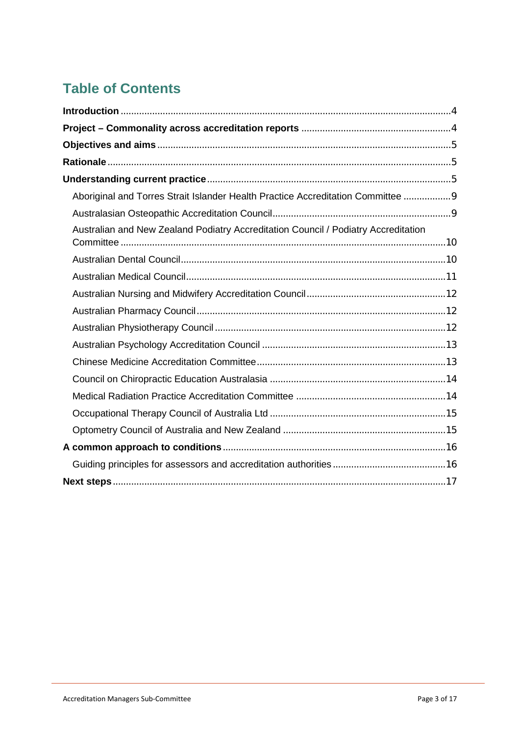# Table of Contents

**Introduction** .......... 4

**Project – Commonality across accreditation reports** .......... 4

**Objectives and aims** .......... 5

**Rationale** .......... 5

**Understanding current practice** .......... 5

- Aboriginal and Torres Strait Islander Health Practice Accreditation Committee .......... 9
- Australasian Osteopathic Accreditation Council .......... 9
- Australian and New Zealand Podiatry Accreditation Council / Podiatry Accreditation Committee .......... 10
- Australian Dental Council .......... 10
- Australian Medical Council .......... 11
- Australian Nursing and Midwifery Accreditation Council .......... 12
- Australian Pharmacy Council .......... 12
- Australian Physiotherapy Council .......... 12
- Australian Psychology Accreditation Council .......... 13
- Chinese Medicine Accreditation Committee .......... 13
- Council on Chiropractic Education Australasia .......... 14
- Medical Radiation Practice Accreditation Committee .......... 14
- Occupational Therapy Council of Australia Ltd .......... 15
- Optometry Council of Australia and New Zealand .......... 15

**A common approach to conditions** .......... 16

- Guiding principles for assessors and accreditation authorities .......... 16

**Next steps** .......... 17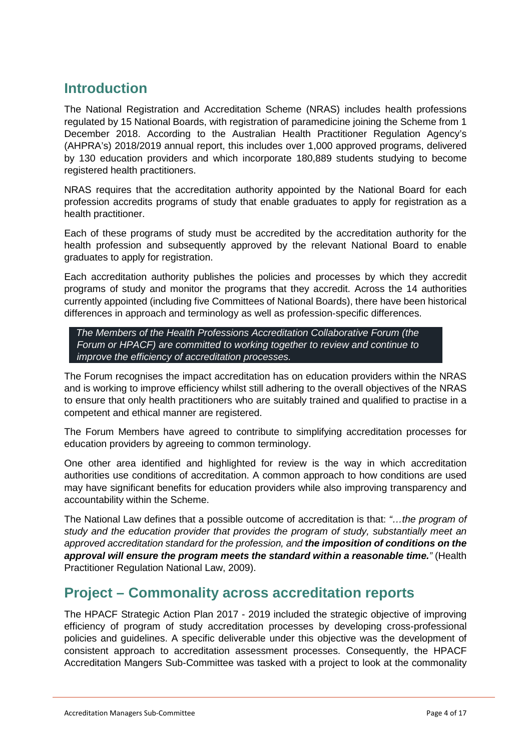## Introduction

The National Registration and Accreditation Scheme (NRAS) includes health professions regulated by 15 National Boards, with registration of paramedicine joining the Scheme from 1 December 2018. According to the Australian Health Practitioner Regulation Agency's (AHPRA's) 2018/2019 annual report, this includes over 1,000 approved programs, delivered by 130 education providers and which incorporate 180,889 students studying to become registered health practitioners.

NRAS requires that the accreditation authority appointed by the National Board for each profession accredits programs of study that enable graduates to apply for registration as a health practitioner.

Each of these programs of study must be accredited by the accreditation authority for the health profession and subsequently approved by the relevant National Board to enable graduates to apply for registration.

Each accreditation authority publishes the policies and processes by which they accredit programs of study and monitor the programs that they accredit. Across the 14 authorities currently appointed (including five Committees of National Boards), there have been historical differences in approach and terminology as well as profession-specific differences.

> *The Members of the Health Professions Accreditation Collaborative Forum (the Forum or HPACF) are committed to working together to review and continue to improve the efficiency of accreditation processes.*

The Forum recognises the impact accreditation has on education providers within the NRAS and is working to improve efficiency whilst still adhering to the overall objectives of the NRAS to ensure that only health practitioners who are suitably trained and qualified to practise in a competent and ethical manner are registered.

The Forum Members have agreed to contribute to simplifying accreditation processes for education providers by agreeing to common terminology.

One other area identified and highlighted for review is the way in which accreditation authorities use conditions of accreditation. A common approach to how conditions are used may have significant benefits for education providers while also improving transparency and accountability within the Scheme.

The National Law defines that a possible outcome of accreditation is that: *"…the program of study and the education provider that provides the program of study, substantially meet an approved accreditation standard for the profession, and* ***the imposition of conditions on the approval will ensure the program meets the standard within a reasonable time.****"* (Health Practitioner Regulation National Law, 2009).

## Project – Commonality across accreditation reports

The HPACF Strategic Action Plan 2017 - 2019 included the strategic objective of improving efficiency of program of study accreditation processes by developing cross-professional policies and guidelines. A specific deliverable under this objective was the development of consistent approach to accreditation assessment processes. Consequently, the HPACF Accreditation Mangers Sub-Committee was tasked with a project to look at the commonality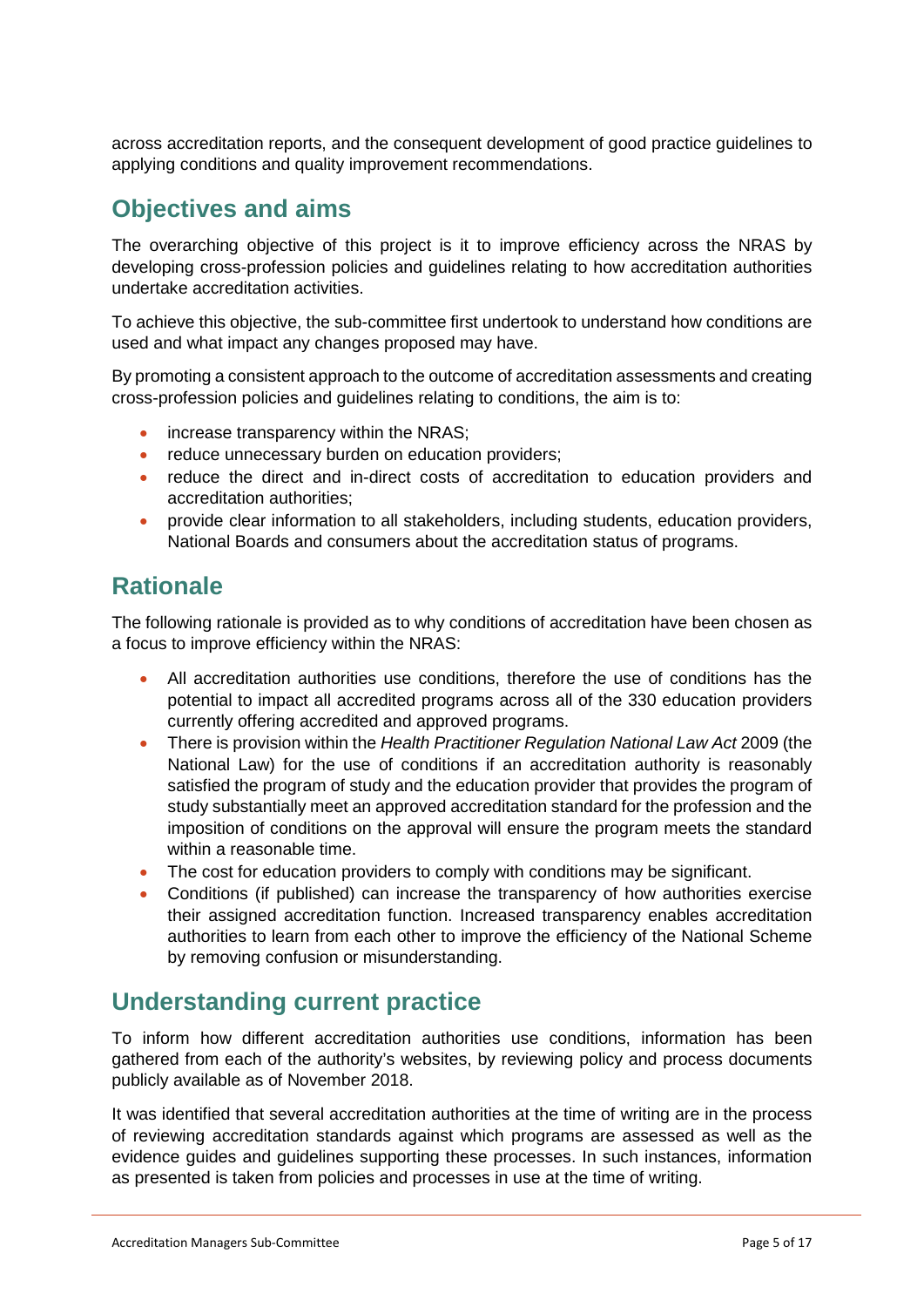across accreditation reports, and the consequent development of good practice guidelines to applying conditions and quality improvement recommendations.

## Objectives and aims

The overarching objective of this project is it to improve efficiency across the NRAS by developing cross-profession policies and guidelines relating to how accreditation authorities undertake accreditation activities.

To achieve this objective, the sub-committee first undertook to understand how conditions are used and what impact any changes proposed may have.

By promoting a consistent approach to the outcome of accreditation assessments and creating cross-profession policies and guidelines relating to conditions, the aim is to:

- increase transparency within the NRAS;
- reduce unnecessary burden on education providers;
- reduce the direct and in-direct costs of accreditation to education providers and accreditation authorities;
- provide clear information to all stakeholders, including students, education providers, National Boards and consumers about the accreditation status of programs.

## Rationale

The following rationale is provided as to why conditions of accreditation have been chosen as a focus to improve efficiency within the NRAS:

- All accreditation authorities use conditions, therefore the use of conditions has the potential to impact all accredited programs across all of the 330 education providers currently offering accredited and approved programs.
- There is provision within the *Health Practitioner Regulation National Law Act* 2009 (the National Law) for the use of conditions if an accreditation authority is reasonably satisfied the program of study and the education provider that provides the program of study substantially meet an approved accreditation standard for the profession and the imposition of conditions on the approval will ensure the program meets the standard within a reasonable time.
- The cost for education providers to comply with conditions may be significant.
- Conditions (if published) can increase the transparency of how authorities exercise their assigned accreditation function. Increased transparency enables accreditation authorities to learn from each other to improve the efficiency of the National Scheme by removing confusion or misunderstanding.

## Understanding current practice

To inform how different accreditation authorities use conditions, information has been gathered from each of the authority's websites, by reviewing policy and process documents publicly available as of November 2018.

It was identified that several accreditation authorities at the time of writing are in the process of reviewing accreditation standards against which programs are assessed as well as the evidence guides and guidelines supporting these processes. In such instances, information as presented is taken from policies and processes in use at the time of writing.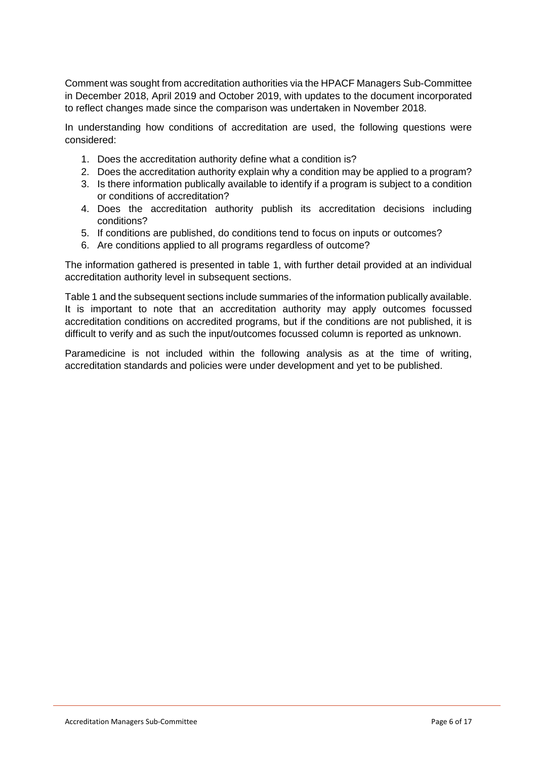Comment was sought from accreditation authorities via the HPACF Managers Sub-Committee in December 2018, April 2019 and October 2019, with updates to the document incorporated to reflect changes made since the comparison was undertaken in November 2018.

In understanding how conditions of accreditation are used, the following questions were considered:

1. Does the accreditation authority define what a condition is?
2. Does the accreditation authority explain why a condition may be applied to a program?
3. Is there information publically available to identify if a program is subject to a condition or conditions of accreditation?
4. Does the accreditation authority publish its accreditation decisions including conditions?
5. If conditions are published, do conditions tend to focus on inputs or outcomes?
6. Are conditions applied to all programs regardless of outcome?

The information gathered is presented in table 1, with further detail provided at an individual accreditation authority level in subsequent sections.

Table 1 and the subsequent sections include summaries of the information publically available. It is important to note that an accreditation authority may apply outcomes focussed accreditation conditions on accredited programs, but if the conditions are not published, it is difficult to verify and as such the input/outcomes focussed column is reported as unknown.

Paramedicine is not included within the following analysis as at the time of writing, accreditation standards and policies were under development and yet to be published.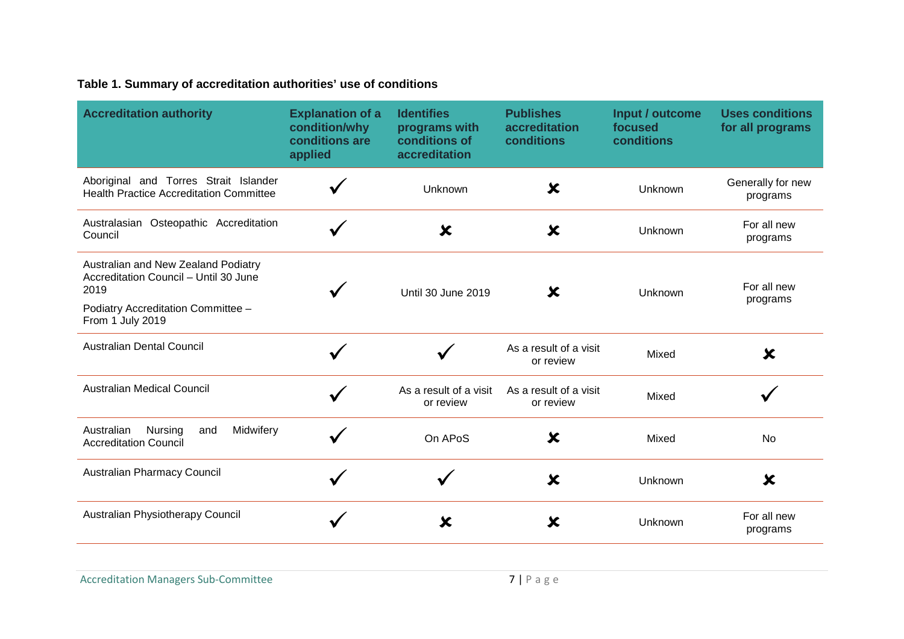**Table 1. Summary of accreditation authorities' use of conditions**

| Accreditation authority | Explanation of a condition/why conditions are applied | Identifies programs with conditions of accreditation | Publishes accreditation conditions | Input / outcome focused conditions | Uses conditions for all programs |
|---|---|---|---|---|---|
| Aboriginal and Torres Strait Islander Health Practice Accreditation Committee | ✓ | Unknown | ✘ | Unknown | Generally for new programs |
| Australasian Osteopathic Accreditation Council | ✓ | ✘ | ✘ | Unknown | For all new programs |
| Australian and New Zealand Podiatry Accreditation Council – Until 30 June 2019<br>Podiatry Accreditation Committee – From 1 July 2019 | ✓ | Until 30 June 2019 | ✘ | Unknown | For all new programs |
| Australian Dental Council | ✓ | ✓ | As a result of a visit or review | Mixed | ✘ |
| Australian Medical Council | ✓ | As a result of a visit or review | As a result of a visit or review | Mixed | ✓ |
| Australian Nursing and Midwifery Accreditation Council | ✓ | On APoS | ✘ | Mixed | No |
| Australian Pharmacy Council | ✓ | ✓ | ✘ | Unknown | ✘ |
| Australian Physiotherapy Council | ✓ | ✘ | ✘ | Unknown | For all new programs |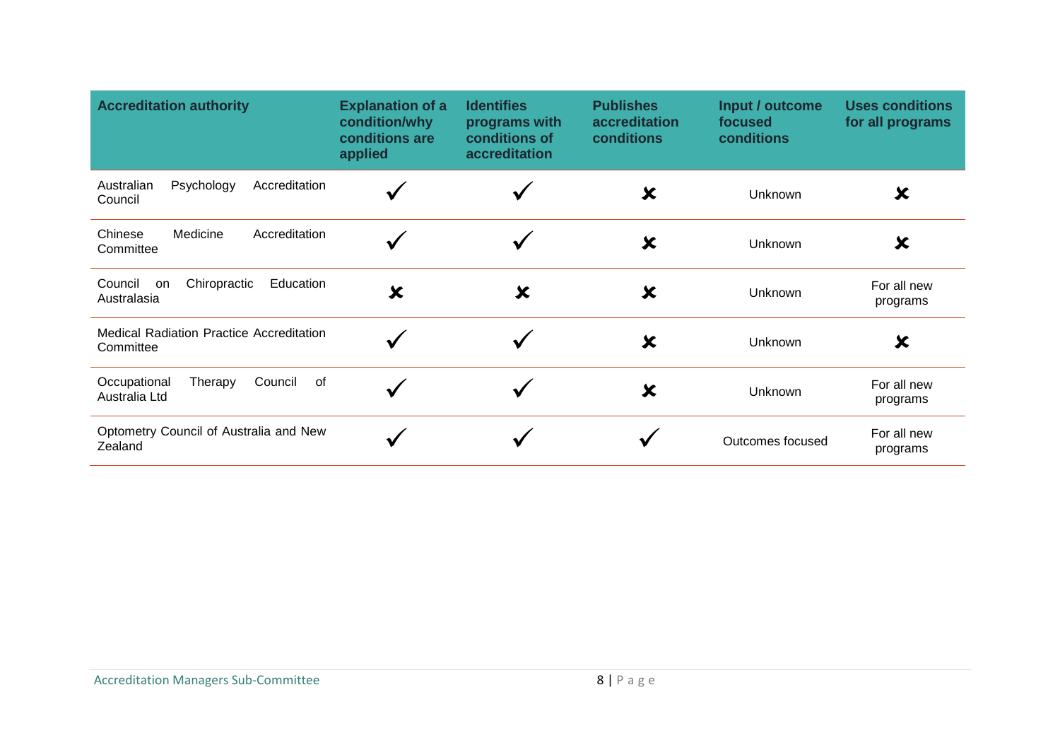| Accreditation authority | Explanation of a condition/why conditions are applied | Identifies programs with conditions of accreditation | Publishes accreditation conditions | Input / outcome focused conditions | Uses conditions for all programs |
|---|---|---|---|---|---|
| Australian Psychology Accreditation Council | ✓ | ✓ | ✘ | Unknown | ✘ |
| Chinese Medicine Accreditation Committee | ✓ | ✓ | ✘ | Unknown | ✘ |
| Council on Chiropractic Education Australasia | ✘ | ✘ | ✘ | Unknown | For all new programs |
| Medical Radiation Practice Accreditation Committee | ✓ | ✓ | ✘ | Unknown | ✘ |
| Occupational Therapy Council of Australia Ltd | ✓ | ✓ | ✘ | Unknown | For all new programs |
| Optometry Council of Australia and New Zealand | ✓ | ✓ | ✓ | Outcomes focused | For all new programs |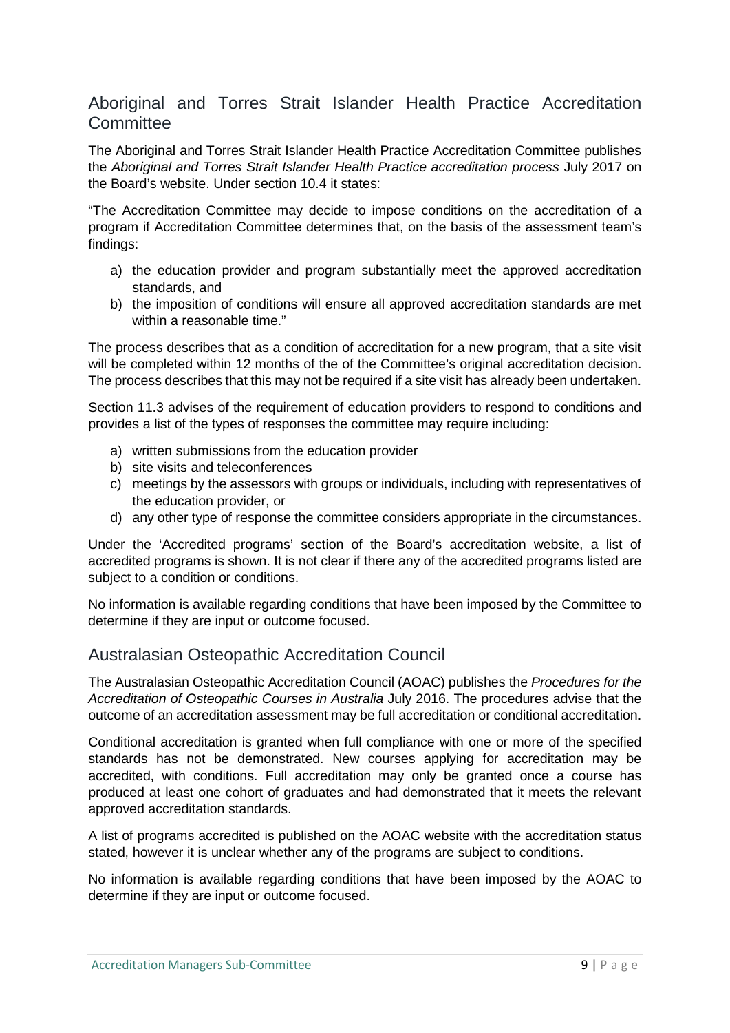## Aboriginal and Torres Strait Islander Health Practice Accreditation Committee

The Aboriginal and Torres Strait Islander Health Practice Accreditation Committee publishes the *Aboriginal and Torres Strait Islander Health Practice accreditation process* July 2017 on the Board's website. Under section 10.4 it states:

"The Accreditation Committee may decide to impose conditions on the accreditation of a program if Accreditation Committee determines that, on the basis of the assessment team's findings:

a) the education provider and program substantially meet the approved accreditation standards, and
b) the imposition of conditions will ensure all approved accreditation standards are met within a reasonable time."

The process describes that as a condition of accreditation for a new program, that a site visit will be completed within 12 months of the of the Committee's original accreditation decision. The process describes that this may not be required if a site visit has already been undertaken.

Section 11.3 advises of the requirement of education providers to respond to conditions and provides a list of the types of responses the committee may require including:

a) written submissions from the education provider
b) site visits and teleconferences
c) meetings by the assessors with groups or individuals, including with representatives of the education provider, or
d) any other type of response the committee considers appropriate in the circumstances.

Under the 'Accredited programs' section of the Board's accreditation website, a list of accredited programs is shown. It is not clear if there any of the accredited programs listed are subject to a condition or conditions.

No information is available regarding conditions that have been imposed by the Committee to determine if they are input or outcome focused.

## Australasian Osteopathic Accreditation Council

The Australasian Osteopathic Accreditation Council (AOAC) publishes the *Procedures for the Accreditation of Osteopathic Courses in Australia* July 2016. The procedures advise that the outcome of an accreditation assessment may be full accreditation or conditional accreditation.

Conditional accreditation is granted when full compliance with one or more of the specified standards has not be demonstrated. New courses applying for accreditation may be accredited, with conditions. Full accreditation may only be granted once a course has produced at least one cohort of graduates and had demonstrated that it meets the relevant approved accreditation standards.

A list of programs accredited is published on the AOAC website with the accreditation status stated, however it is unclear whether any of the programs are subject to conditions.

No information is available regarding conditions that have been imposed by the AOAC to determine if they are input or outcome focused.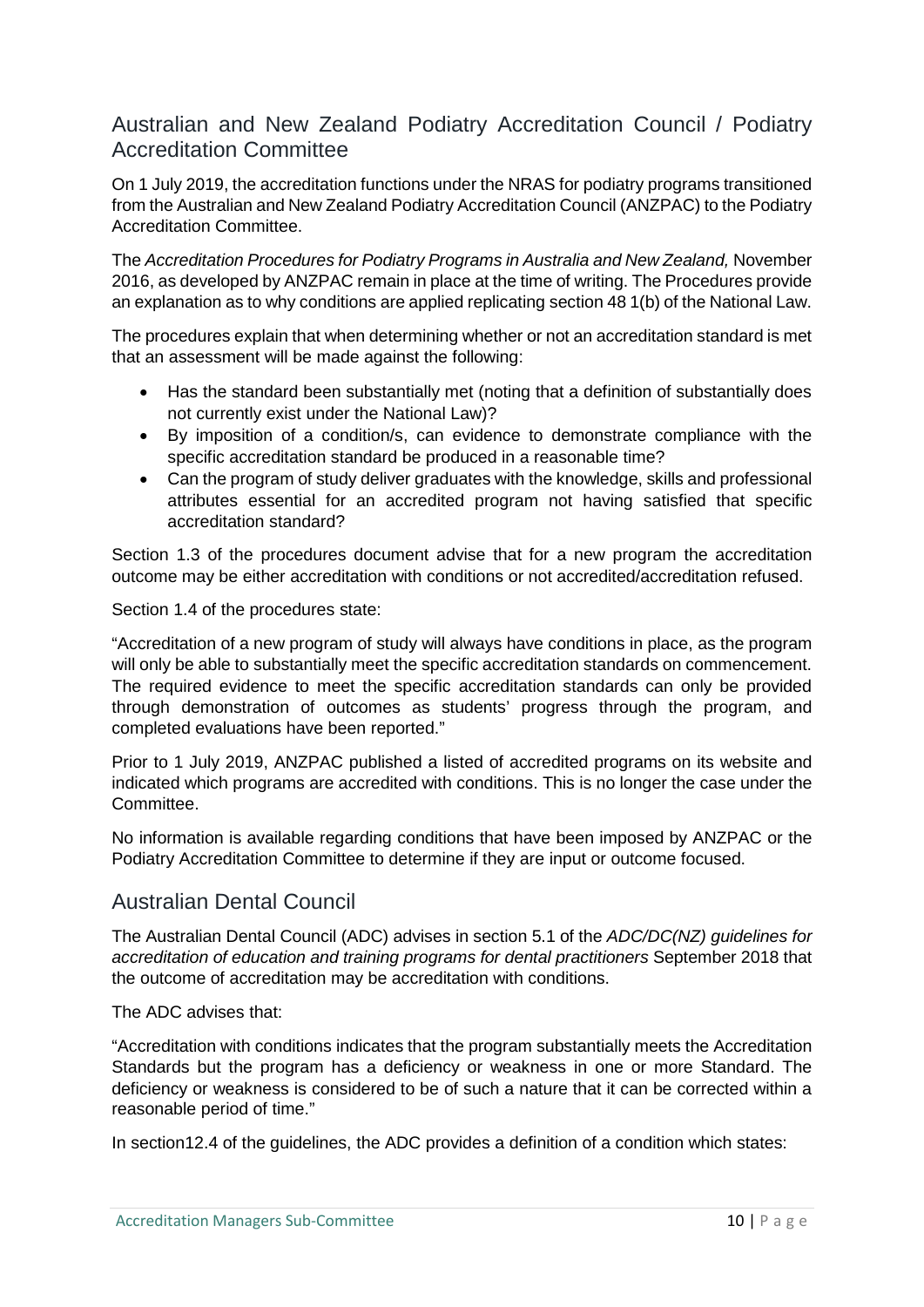## Australian and New Zealand Podiatry Accreditation Council / Podiatry Accreditation Committee

On 1 July 2019, the accreditation functions under the NRAS for podiatry programs transitioned from the Australian and New Zealand Podiatry Accreditation Council (ANZPAC) to the Podiatry Accreditation Committee.

The *Accreditation Procedures for Podiatry Programs in Australia and New Zealand,* November 2016, as developed by ANZPAC remain in place at the time of writing. The Procedures provide an explanation as to why conditions are applied replicating section 48 1(b) of the National Law.

The procedures explain that when determining whether or not an accreditation standard is met that an assessment will be made against the following:

- Has the standard been substantially met (noting that a definition of substantially does not currently exist under the National Law)?
- By imposition of a condition/s, can evidence to demonstrate compliance with the specific accreditation standard be produced in a reasonable time?
- Can the program of study deliver graduates with the knowledge, skills and professional attributes essential for an accredited program not having satisfied that specific accreditation standard?

Section 1.3 of the procedures document advise that for a new program the accreditation outcome may be either accreditation with conditions or not accredited/accreditation refused.

Section 1.4 of the procedures state:

"Accreditation of a new program of study will always have conditions in place, as the program will only be able to substantially meet the specific accreditation standards on commencement. The required evidence to meet the specific accreditation standards can only be provided through demonstration of outcomes as students' progress through the program, and completed evaluations have been reported."

Prior to 1 July 2019, ANZPAC published a listed of accredited programs on its website and indicated which programs are accredited with conditions. This is no longer the case under the Committee.

No information is available regarding conditions that have been imposed by ANZPAC or the Podiatry Accreditation Committee to determine if they are input or outcome focused.

## Australian Dental Council

The Australian Dental Council (ADC) advises in section 5.1 of the *ADC/DC(NZ) guidelines for accreditation of education and training programs for dental practitioners* September 2018 that the outcome of accreditation may be accreditation with conditions.

The ADC advises that:

"Accreditation with conditions indicates that the program substantially meets the Accreditation Standards but the program has a deficiency or weakness in one or more Standard. The deficiency or weakness is considered to be of such a nature that it can be corrected within a reasonable period of time."

In section12.4 of the guidelines, the ADC provides a definition of a condition which states: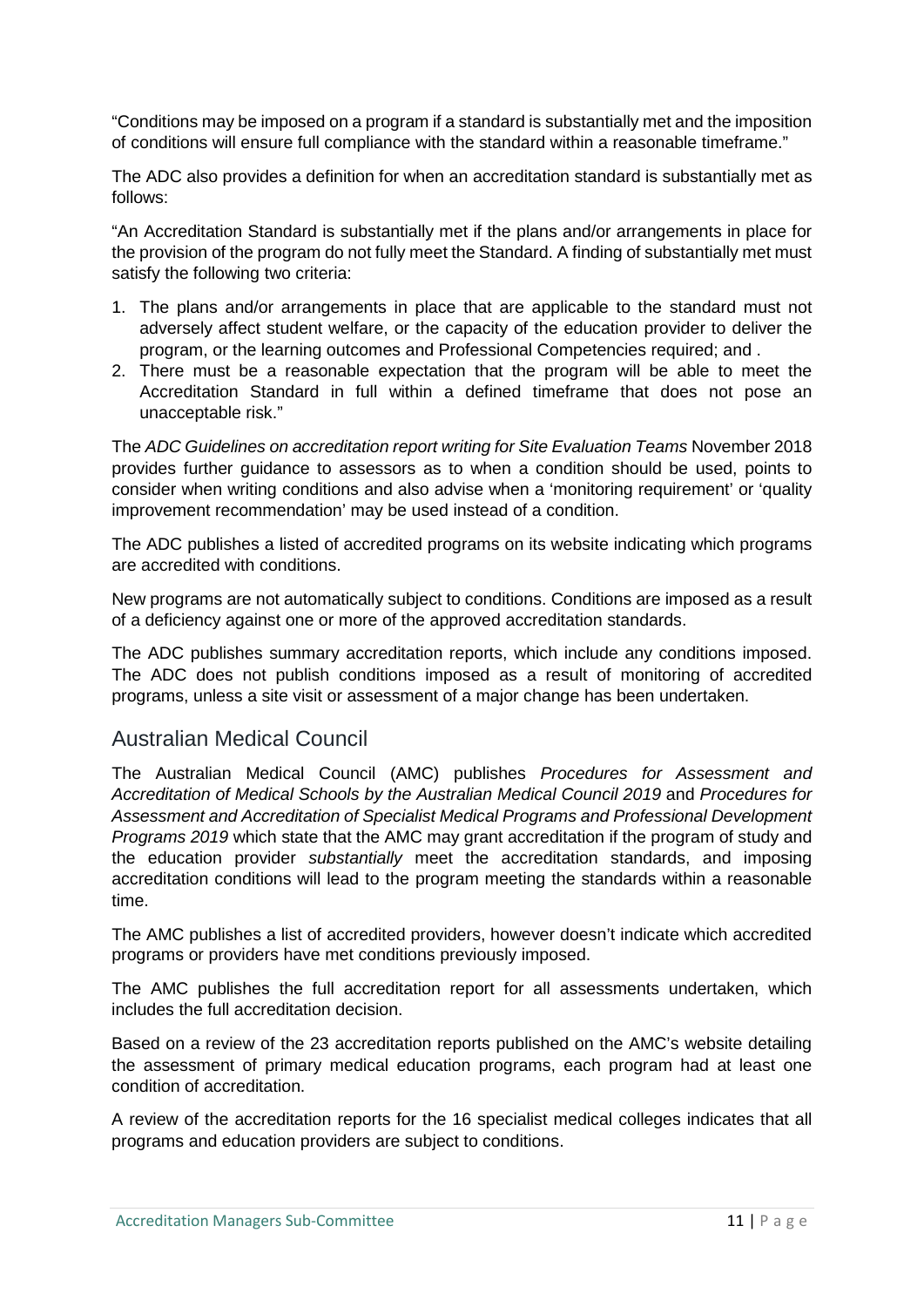"Conditions may be imposed on a program if a standard is substantially met and the imposition of conditions will ensure full compliance with the standard within a reasonable timeframe."

The ADC also provides a definition for when an accreditation standard is substantially met as follows:

"An Accreditation Standard is substantially met if the plans and/or arrangements in place for the provision of the program do not fully meet the Standard. A finding of substantially met must satisfy the following two criteria:

1. The plans and/or arrangements in place that are applicable to the standard must not adversely affect student welfare, or the capacity of the education provider to deliver the program, or the learning outcomes and Professional Competencies required; and .
2. There must be a reasonable expectation that the program will be able to meet the Accreditation Standard in full within a defined timeframe that does not pose an unacceptable risk."

The *ADC Guidelines on accreditation report writing for Site Evaluation Teams* November 2018 provides further guidance to assessors as to when a condition should be used, points to consider when writing conditions and also advise when a 'monitoring requirement' or 'quality improvement recommendation' may be used instead of a condition.

The ADC publishes a listed of accredited programs on its website indicating which programs are accredited with conditions.

New programs are not automatically subject to conditions. Conditions are imposed as a result of a deficiency against one or more of the approved accreditation standards.

The ADC publishes summary accreditation reports, which include any conditions imposed. The ADC does not publish conditions imposed as a result of monitoring of accredited programs, unless a site visit or assessment of a major change has been undertaken.

## Australian Medical Council

The Australian Medical Council (AMC) publishes *Procedures for Assessment and Accreditation of Medical Schools by the Australian Medical Council 2019* and *Procedures for Assessment and Accreditation of Specialist Medical Programs and Professional Development Programs 2019* which state that the AMC may grant accreditation if the program of study and the education provider *substantially* meet the accreditation standards, and imposing accreditation conditions will lead to the program meeting the standards within a reasonable time.

The AMC publishes a list of accredited providers, however doesn't indicate which accredited programs or providers have met conditions previously imposed.

The AMC publishes the full accreditation report for all assessments undertaken, which includes the full accreditation decision.

Based on a review of the 23 accreditation reports published on the AMC's website detailing the assessment of primary medical education programs, each program had at least one condition of accreditation.

A review of the accreditation reports for the 16 specialist medical colleges indicates that all programs and education providers are subject to conditions.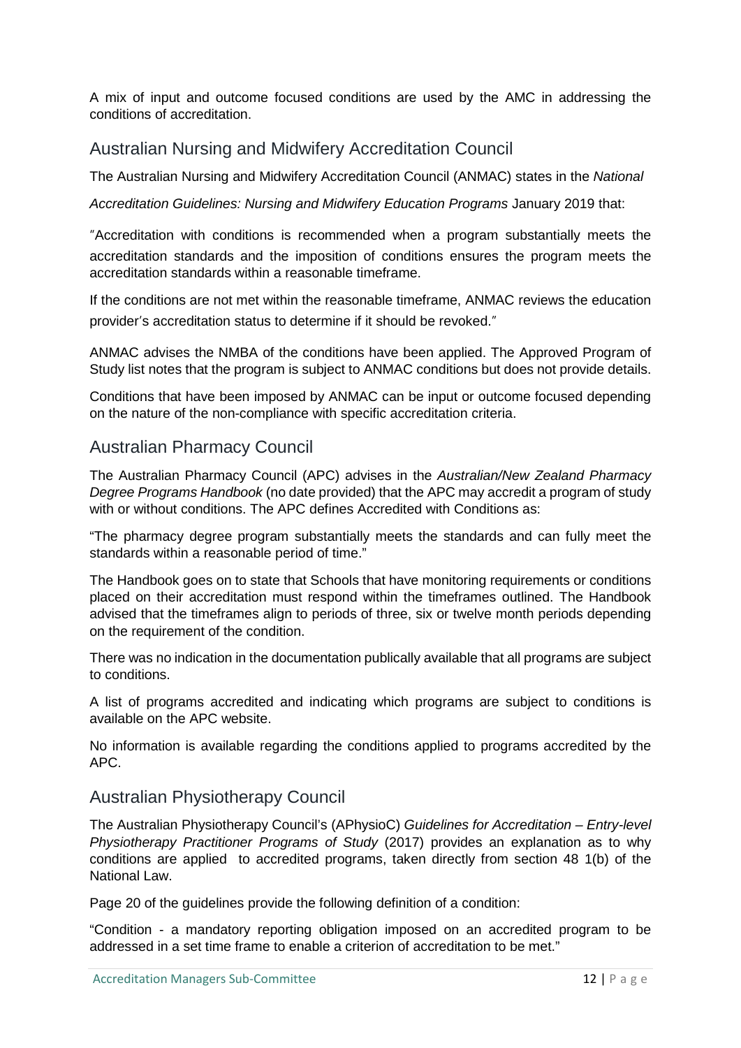A mix of input and outcome focused conditions are used by the AMC in addressing the conditions of accreditation.

## Australian Nursing and Midwifery Accreditation Council

The Australian Nursing and Midwifery Accreditation Council (ANMAC) states in the *National Accreditation Guidelines: Nursing and Midwifery Education Programs* January 2019 that:

"Accreditation with conditions is recommended when a program substantially meets the accreditation standards and the imposition of conditions ensures the program meets the accreditation standards within a reasonable timeframe.

If the conditions are not met within the reasonable timeframe, ANMAC reviews the education provider's accreditation status to determine if it should be revoked."

ANMAC advises the NMBA of the conditions have been applied. The Approved Program of Study list notes that the program is subject to ANMAC conditions but does not provide details.

Conditions that have been imposed by ANMAC can be input or outcome focused depending on the nature of the non-compliance with specific accreditation criteria.

## Australian Pharmacy Council

The Australian Pharmacy Council (APC) advises in the *Australian/New Zealand Pharmacy Degree Programs Handbook* (no date provided) that the APC may accredit a program of study with or without conditions. The APC defines Accredited with Conditions as:

"The pharmacy degree program substantially meets the standards and can fully meet the standards within a reasonable period of time."

The Handbook goes on to state that Schools that have monitoring requirements or conditions placed on their accreditation must respond within the timeframes outlined. The Handbook advised that the timeframes align to periods of three, six or twelve month periods depending on the requirement of the condition.

There was no indication in the documentation publically available that all programs are subject to conditions.

A list of programs accredited and indicating which programs are subject to conditions is available on the APC website.

No information is available regarding the conditions applied to programs accredited by the APC.

## Australian Physiotherapy Council

The Australian Physiotherapy Council's (APhysioC) *Guidelines for Accreditation – Entry-level Physiotherapy Practitioner Programs of Study* (2017) provides an explanation as to why conditions are applied to accredited programs, taken directly from section 48 1(b) of the National Law.

Page 20 of the guidelines provide the following definition of a condition:

"Condition - a mandatory reporting obligation imposed on an accredited program to be addressed in a set time frame to enable a criterion of accreditation to be met."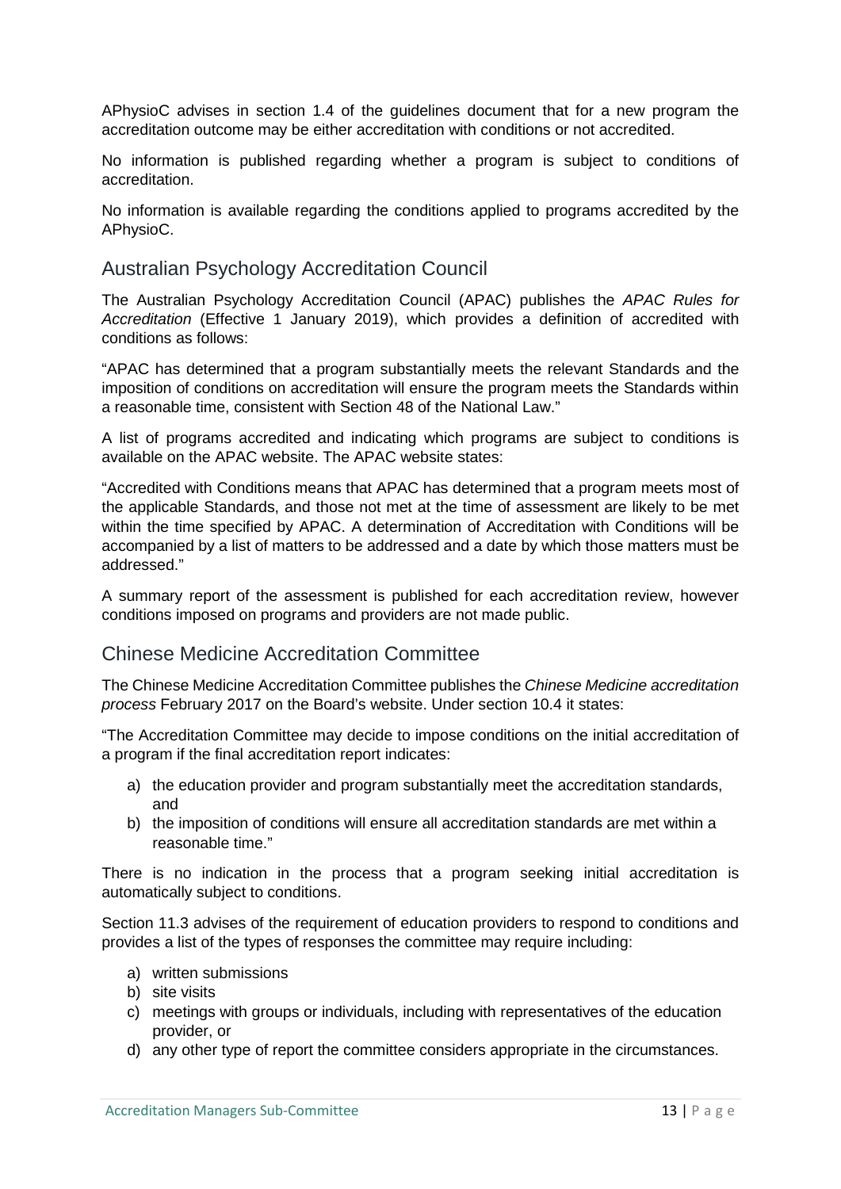APhysioC advises in section 1.4 of the guidelines document that for a new program the accreditation outcome may be either accreditation with conditions or not accredited.

No information is published regarding whether a program is subject to conditions of accreditation.

No information is available regarding the conditions applied to programs accredited by the APhysioC.

## Australian Psychology Accreditation Council

The Australian Psychology Accreditation Council (APAC) publishes the *APAC Rules for Accreditation* (Effective 1 January 2019), which provides a definition of accredited with conditions as follows:

"APAC has determined that a program substantially meets the relevant Standards and the imposition of conditions on accreditation will ensure the program meets the Standards within a reasonable time, consistent with Section 48 of the National Law."

A list of programs accredited and indicating which programs are subject to conditions is available on the APAC website. The APAC website states:

"Accredited with Conditions means that APAC has determined that a program meets most of the applicable Standards, and those not met at the time of assessment are likely to be met within the time specified by APAC. A determination of Accreditation with Conditions will be accompanied by a list of matters to be addressed and a date by which those matters must be addressed."

A summary report of the assessment is published for each accreditation review, however conditions imposed on programs and providers are not made public.

## Chinese Medicine Accreditation Committee

The Chinese Medicine Accreditation Committee publishes the *Chinese Medicine accreditation process* February 2017 on the Board's website. Under section 10.4 it states:

"The Accreditation Committee may decide to impose conditions on the initial accreditation of a program if the final accreditation report indicates:

a) the education provider and program substantially meet the accreditation standards, and
b) the imposition of conditions will ensure all accreditation standards are met within a reasonable time."

There is no indication in the process that a program seeking initial accreditation is automatically subject to conditions.

Section 11.3 advises of the requirement of education providers to respond to conditions and provides a list of the types of responses the committee may require including:

a) written submissions
b) site visits
c) meetings with groups or individuals, including with representatives of the education provider, or
d) any other type of report the committee considers appropriate in the circumstances.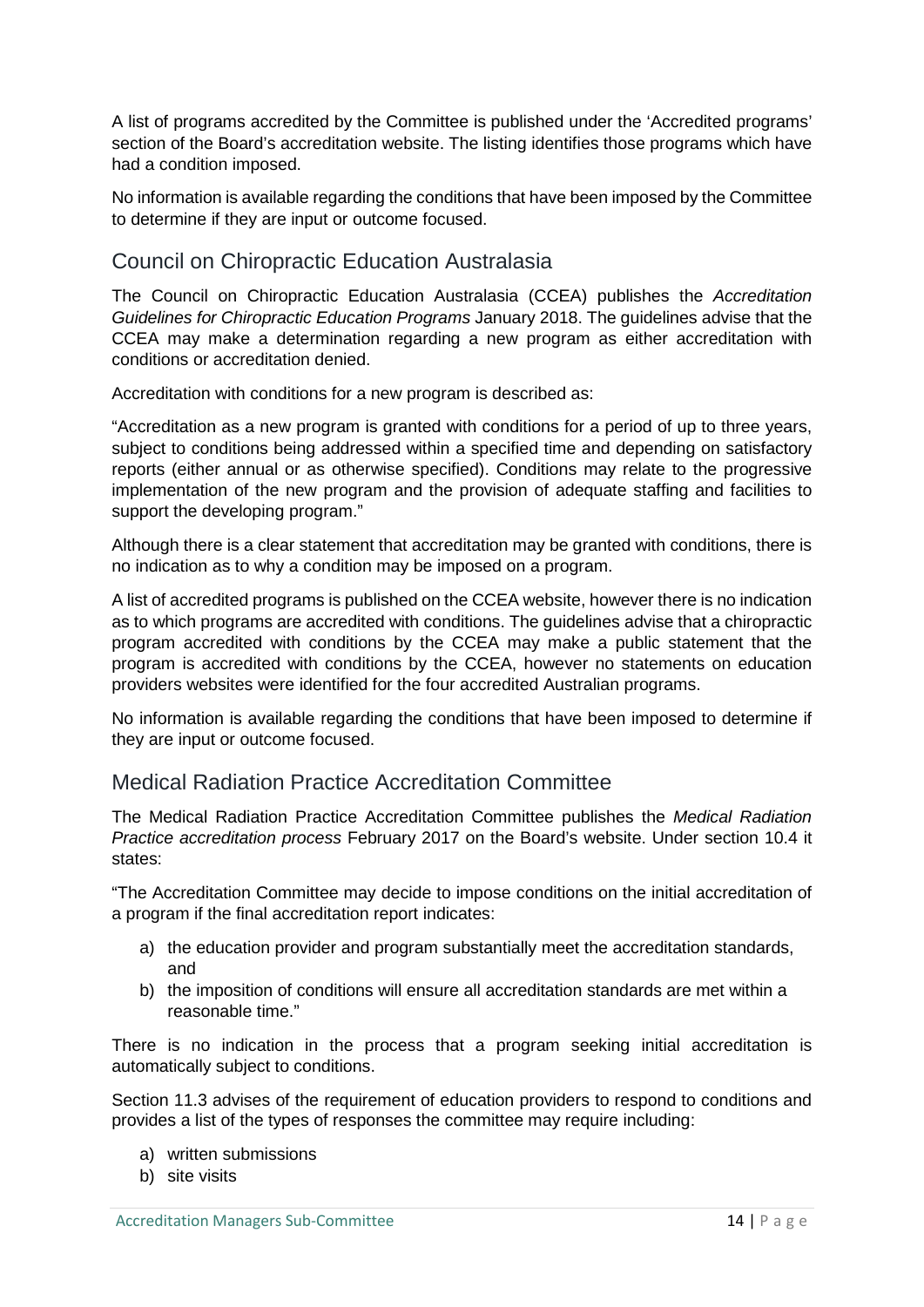A list of programs accredited by the Committee is published under the 'Accredited programs' section of the Board's accreditation website. The listing identifies those programs which have had a condition imposed.

No information is available regarding the conditions that have been imposed by the Committee to determine if they are input or outcome focused.

## Council on Chiropractic Education Australasia

The Council on Chiropractic Education Australasia (CCEA) publishes the *Accreditation Guidelines for Chiropractic Education Programs* January 2018. The guidelines advise that the CCEA may make a determination regarding a new program as either accreditation with conditions or accreditation denied.

Accreditation with conditions for a new program is described as:

"Accreditation as a new program is granted with conditions for a period of up to three years, subject to conditions being addressed within a specified time and depending on satisfactory reports (either annual or as otherwise specified). Conditions may relate to the progressive implementation of the new program and the provision of adequate staffing and facilities to support the developing program."

Although there is a clear statement that accreditation may be granted with conditions, there is no indication as to why a condition may be imposed on a program.

A list of accredited programs is published on the CCEA website, however there is no indication as to which programs are accredited with conditions. The guidelines advise that a chiropractic program accredited with conditions by the CCEA may make a public statement that the program is accredited with conditions by the CCEA, however no statements on education providers websites were identified for the four accredited Australian programs.

No information is available regarding the conditions that have been imposed to determine if they are input or outcome focused.

## Medical Radiation Practice Accreditation Committee

The Medical Radiation Practice Accreditation Committee publishes the *Medical Radiation Practice accreditation process* February 2017 on the Board's website. Under section 10.4 it states:

"The Accreditation Committee may decide to impose conditions on the initial accreditation of a program if the final accreditation report indicates:

a) the education provider and program substantially meet the accreditation standards, and
b) the imposition of conditions will ensure all accreditation standards are met within a reasonable time."

There is no indication in the process that a program seeking initial accreditation is automatically subject to conditions.

Section 11.3 advises of the requirement of education providers to respond to conditions and provides a list of the types of responses the committee may require including:

a) written submissions
b) site visits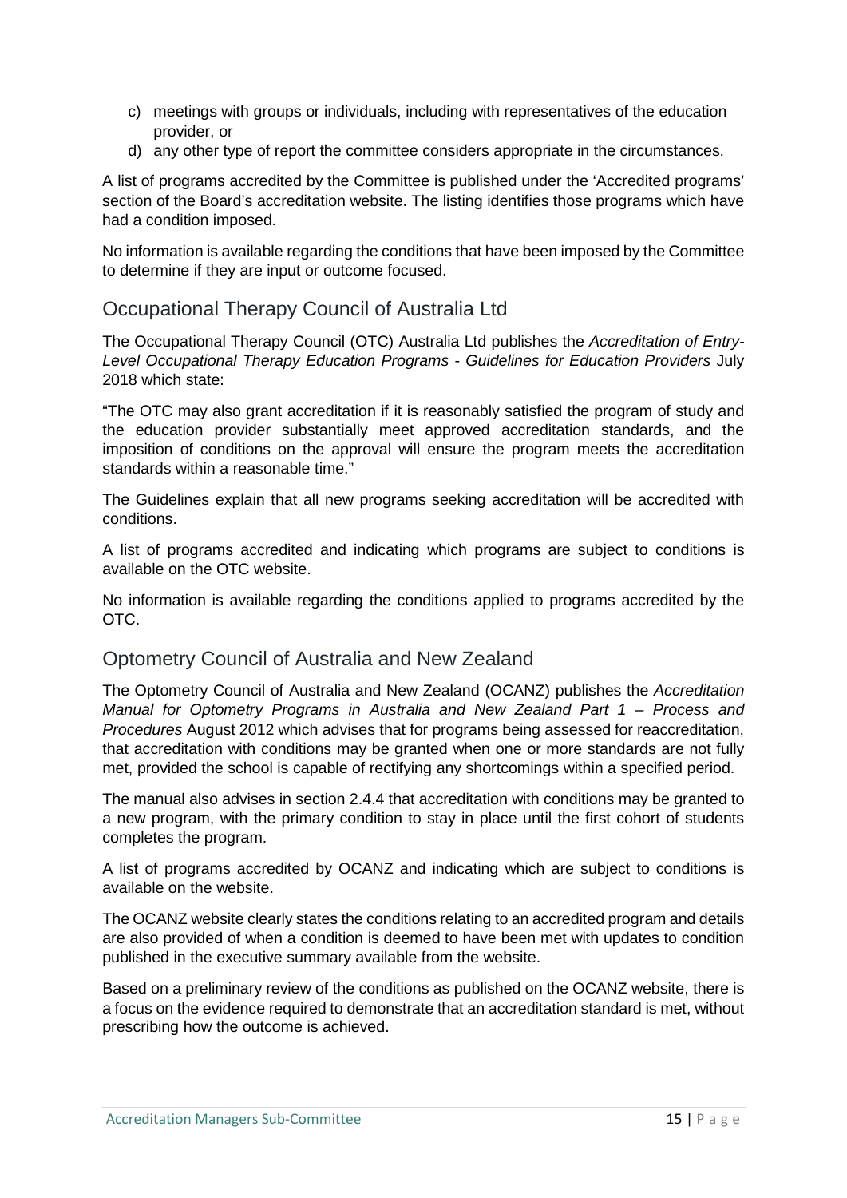c) meetings with groups or individuals, including with representatives of the education provider, or
d) any other type of report the committee considers appropriate in the circumstances.

A list of programs accredited by the Committee is published under the 'Accredited programs' section of the Board's accreditation website. The listing identifies those programs which have had a condition imposed.

No information is available regarding the conditions that have been imposed by the Committee to determine if they are input or outcome focused.

## Occupational Therapy Council of Australia Ltd

The Occupational Therapy Council (OTC) Australia Ltd publishes the *Accreditation of Entry-Level Occupational Therapy Education Programs - Guidelines for Education Providers* July 2018 which state:

"The OTC may also grant accreditation if it is reasonably satisfied the program of study and the education provider substantially meet approved accreditation standards, and the imposition of conditions on the approval will ensure the program meets the accreditation standards within a reasonable time."

The Guidelines explain that all new programs seeking accreditation will be accredited with conditions.

A list of programs accredited and indicating which programs are subject to conditions is available on the OTC website.

No information is available regarding the conditions applied to programs accredited by the OTC.

## Optometry Council of Australia and New Zealand

The Optometry Council of Australia and New Zealand (OCANZ) publishes the *Accreditation Manual for Optometry Programs in Australia and New Zealand Part 1 – Process and Procedures* August 2012 which advises that for programs being assessed for reaccreditation, that accreditation with conditions may be granted when one or more standards are not fully met, provided the school is capable of rectifying any shortcomings within a specified period.

The manual also advises in section 2.4.4 that accreditation with conditions may be granted to a new program, with the primary condition to stay in place until the first cohort of students completes the program.

A list of programs accredited by OCANZ and indicating which are subject to conditions is available on the website.

The OCANZ website clearly states the conditions relating to an accredited program and details are also provided of when a condition is deemed to have been met with updates to condition published in the executive summary available from the website.

Based on a preliminary review of the conditions as published on the OCANZ website, there is a focus on the evidence required to demonstrate that an accreditation standard is met, without prescribing how the outcome is achieved.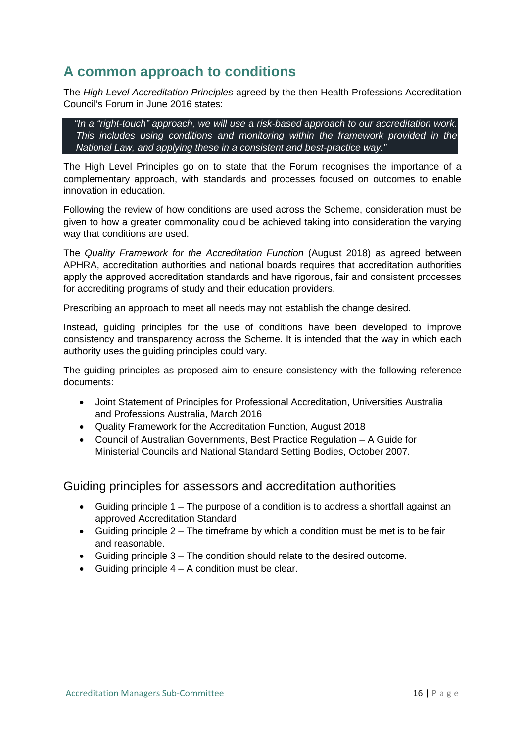## A common approach to conditions

The *High Level Accreditation Principles* agreed by the then Health Professions Accreditation Council's Forum in June 2016 states:

> *"In a "right-touch" approach, we will use a risk-based approach to our accreditation work. This includes using conditions and monitoring within the framework provided in the National Law, and applying these in a consistent and best-practice way."*

The High Level Principles go on to state that the Forum recognises the importance of a complementary approach, with standards and processes focused on outcomes to enable innovation in education.

Following the review of how conditions are used across the Scheme, consideration must be given to how a greater commonality could be achieved taking into consideration the varying way that conditions are used.

The *Quality Framework for the Accreditation Function* (August 2018) as agreed between APHRA, accreditation authorities and national boards requires that accreditation authorities apply the approved accreditation standards and have rigorous, fair and consistent processes for accrediting programs of study and their education providers.

Prescribing an approach to meet all needs may not establish the change desired.

Instead, guiding principles for the use of conditions have been developed to improve consistency and transparency across the Scheme. It is intended that the way in which each authority uses the guiding principles could vary.

The guiding principles as proposed aim to ensure consistency with the following reference documents:

- Joint Statement of Principles for Professional Accreditation, Universities Australia and Professions Australia, March 2016
- Quality Framework for the Accreditation Function, August 2018
- Council of Australian Governments, Best Practice Regulation – A Guide for Ministerial Councils and National Standard Setting Bodies, October 2007.

### Guiding principles for assessors and accreditation authorities

- Guiding principle 1 – The purpose of a condition is to address a shortfall against an approved Accreditation Standard
- Guiding principle 2 – The timeframe by which a condition must be met is to be fair and reasonable.
- Guiding principle 3 – The condition should relate to the desired outcome.
- Guiding principle 4 – A condition must be clear.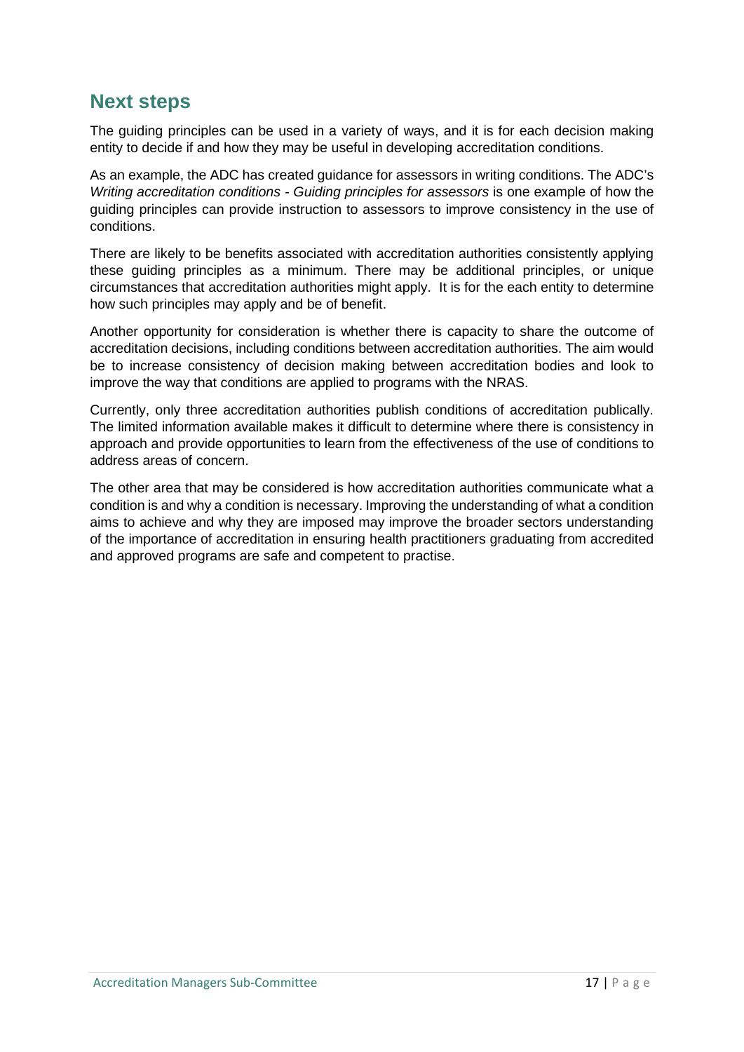## Next steps

The guiding principles can be used in a variety of ways, and it is for each decision making entity to decide if and how they may be useful in developing accreditation conditions.

As an example, the ADC has created guidance for assessors in writing conditions. The ADC's *Writing accreditation conditions - Guiding principles for assessors* is one example of how the guiding principles can provide instruction to assessors to improve consistency in the use of conditions.

There are likely to be benefits associated with accreditation authorities consistently applying these guiding principles as a minimum. There may be additional principles, or unique circumstances that accreditation authorities might apply. It is for the each entity to determine how such principles may apply and be of benefit.

Another opportunity for consideration is whether there is capacity to share the outcome of accreditation decisions, including conditions between accreditation authorities. The aim would be to increase consistency of decision making between accreditation bodies and look to improve the way that conditions are applied to programs with the NRAS.

Currently, only three accreditation authorities publish conditions of accreditation publically. The limited information available makes it difficult to determine where there is consistency in approach and provide opportunities to learn from the effectiveness of the use of conditions to address areas of concern.

The other area that may be considered is how accreditation authorities communicate what a condition is and why a condition is necessary. Improving the understanding of what a condition aims to achieve and why they are imposed may improve the broader sectors understanding of the importance of accreditation in ensuring health practitioners graduating from accredited and approved programs are safe and competent to practise.